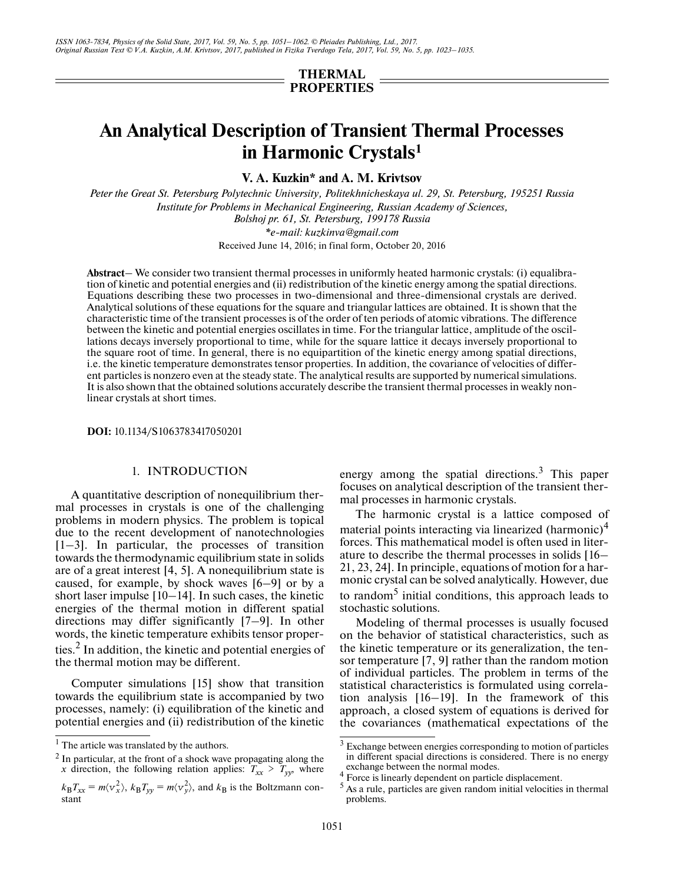THERMAL PROPERTIES

# An Analytical Description of Transient Thermal Processes in Harmonic Crystals[1]

**V. A. Kuzkin\* and A. M. Krivtsov**

*Peter the Great St. Petersburg Polytechnic University, Politekhnicheskaya ul. 29, St. Petersburg, 195251 Russia*
*Institute for Problems in Mechanical Engineering, Russian Academy of Sciences, Bolshoj pr. 61, St. Petersburg, 199178 Russia*
*\*e-mail: kuzkinva@gmail.com*

Received June 14, 2016; in final form, October 20, 2016

**Abstract**— We consider two transient thermal processes in uniformly heated harmonic crystals: (i) equilibration of kinetic and potential energies and (ii) redistribution of the kinetic energy among the spatial directions. Equations describing these two processes in two-dimensional and three-dimensional crystals are derived. Analytical solutions of these equations for the square and triangular lattices are obtained. It is shown that the characteristic time of the transient processes is of the order of ten periods of atomic vibrations. The difference between the kinetic and potential energies oscillates in time. For the triangular lattice, amplitude of the oscillations decays inversely proportional to time, while for the square lattice it decays inversely proportional to the square root of time. In general, there is no equipartition of the kinetic energy among spatial directions, i.e. the kinetic temperature demonstrates tensor properties. In addition, the covariance of velocities of different particles is nonzero even at the steady state. The analytical results are supported by numerical simulations. It is also shown that the obtained solutions accurately describe the transient thermal processes in weakly nonlinear crystals at short times.

**DOI:** 10.1134/S1063783417050201

## 1. INTRODUCTION

A quantitative description of nonequilibrium thermal processes in crystals is one of the challenging problems in modern physics. The problem is topical due to the recent development of nanotechnologies [1–3]. In particular, the processes of transition towards the thermodynamic equilibrium state in solids are of a great interest [4, 5]. A nonequilibrium state is caused, for example, by shock waves [6–9] or by a short laser impulse [10–14]. In such cases, the kinetic energies of the thermal motion in different spatial directions may differ significantly [7–9]. In other words, the kinetic temperature exhibits tensor properties.[2] In addition, the kinetic and potential energies of the thermal motion may be different.

Computer simulations [15] show that transition towards the equilibrium state is accompanied by two processes, namely: (i) equilibration of the kinetic and potential energies and (ii) redistribution of the kinetic energy among the spatial directions.[3] This paper focuses on analytical description of the transient thermal processes in harmonic crystals.

The harmonic crystal is a lattice composed of material points interacting via linearized (harmonic)[4] forces. This mathematical model is often used in literature to describe the thermal processes in solids [16–21, 23, 24]. In principle, equations of motion for a harmonic crystal can be solved analytically. However, due to random[5] initial conditions, this approach leads to stochastic solutions.

Modeling of thermal processes is usually focused on the behavior of statistical characteristics, such as the kinetic temperature or its generalization, the tensor temperature [7, 9] rather than the random motion of individual particles. The problem in terms of the statistical characteristics is formulated using correlation analysis [16–19]. In the framework of this approach, a closed system of equations is derived for the covariances (mathematical expectations of the

---

[1] The article was translated by the authors.

[2] In particular, at the front of a shock wave propagating along the $x$ direction, the following relation applies: $T_{xx} > T_{yy}$, where $k_B T_{xx} = m\langle v_x^2\rangle$, $k_B T_{yy} = m\langle v_y^2\rangle$, and $k_B$ is the Boltzmann constant

[3] Exchange between energies corresponding to motion of particles in different spacial directions is considered. There is no energy exchange between the normal modes.

[4] Force is linearly dependent on particle displacement.

[5] As a rule, particles are given random initial velocities in thermal problems.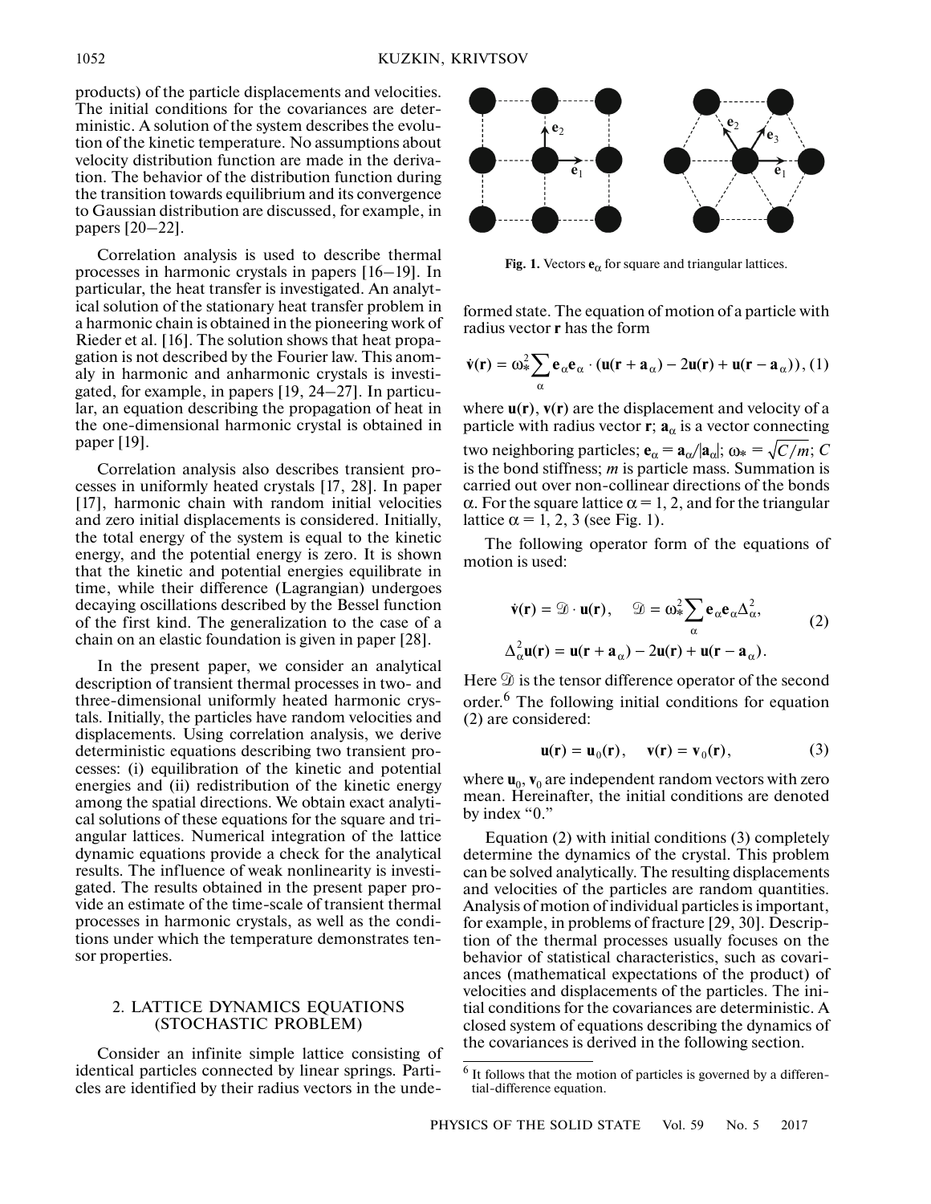products) of the particle displacements and velocities. The initial conditions for the covariances are deterministic. A solution of the system describes the evolution of the kinetic temperature. No assumptions about velocity distribution function are made in the derivation. The behavior of the distribution function during the transition towards equilibrium and its convergence to Gaussian distribution are discussed, for example, in papers [20–22].

Correlation analysis is used to describe thermal processes in harmonic crystals in papers [16–19]. In particular, the heat transfer is investigated. An analytical solution of the stationary heat transfer problem in a harmonic chain is obtained in the pioneering work of Rieder et al. [16]. The solution shows that heat propagation is not described by the Fourier law. This anomaly in harmonic and anharmonic crystals is investigated, for example, in papers [19, 24–27]. In particular, an equation describing the propagation of heat in the one-dimensional harmonic crystal is obtained in paper [19].

Correlation analysis also describes transient processes in uniformly heated crystals [17, 28]. In paper [17], harmonic chain with random initial velocities and zero initial displacements is considered. Initially, the total energy of the system is equal to the kinetic energy, and the potential energy is zero. It is shown that the kinetic and potential energies equilibrate in time, while their difference (Lagrangian) undergoes decaying oscillations described by the Bessel function of the first kind. The generalization to the case of a chain on an elastic foundation is given in paper [28].

In the present paper, we consider an analytical description of transient thermal processes in two- and three-dimensional uniformly heated harmonic crystals. Initially, the particles have random velocities and displacements. Using correlation analysis, we derive deterministic equations describing two transient processes: (i) equilibration of the kinetic and potential energies and (ii) redistribution of the kinetic energy among the spatial directions. We obtain exact analytical solutions of these equations for the square and triangular lattices. Numerical integration of the lattice dynamic equations provide a check for the analytical results. The influence of weak nonlinearity is investigated. The results obtained in the present paper provide an estimate of the time-scale of transient thermal processes in harmonic crystals, as well as the conditions under which the temperature demonstrates tensor properties.

## 2. LATTICE DYNAMICS EQUATIONS (STOCHASTIC PROBLEM)

Consider an infinite simple lattice consisting of identical particles connected by linear springs. Particles are identified by their radius vectors in the undeformed state. The equation of motion of a particle with radius vector $\mathbf{r}$ has the form

$$\dot{\mathbf{v}}(\mathbf{r}) = \omega_*^2 \sum_\alpha \mathbf{e}_\alpha \mathbf{e}_\alpha \cdot (\mathbf{u}(\mathbf{r} + \mathbf{a}_\alpha) - 2\mathbf{u}(\mathbf{r}) + \mathbf{u}(\mathbf{r} - \mathbf{a}_\alpha)), \quad (1)$$

where $\mathbf{u}(\mathbf{r})$, $\mathbf{v}(\mathbf{r})$ are the displacement and velocity of a particle with radius vector $\mathbf{r}$; $\mathbf{a}_\alpha$ is a vector connecting two neighboring particles; $\mathbf{e}_\alpha = \mathbf{a}_\alpha/|\mathbf{a}_\alpha|$; $\omega_* = \sqrt{C/m}$; $C$ is the bond stiffness; $m$ is particle mass. Summation is carried out over non-collinear directions of the bonds $\alpha$. For the square lattice $\alpha = 1, 2$, and for the triangular lattice $\alpha = 1, 2, 3$ (see Fig. 1).

Fig. 1. Vectors $\mathbf{e}_\alpha$ for square and triangular lattices.

The following operator form of the equations of motion is used:

$$\dot{\mathbf{v}}(\mathbf{r}) = \mathcal{D} \cdot \mathbf{u}(\mathbf{r}), \quad \mathcal{D} = \omega_*^2 \sum_\alpha \mathbf{e}_\alpha \mathbf{e}_\alpha \Delta_\alpha^2, \quad (2)$$
$$\Delta_\alpha^2 \mathbf{u}(\mathbf{r}) = \mathbf{u}(\mathbf{r} + \mathbf{a}_\alpha) - 2\mathbf{u}(\mathbf{r}) + \mathbf{u}(\mathbf{r} - \mathbf{a}_\alpha).$$

Here $\mathcal{D}$ is the tensor difference operator of the second order.[6] The following initial conditions for equation (2) are considered:

$$\mathbf{u}(\mathbf{r}) = \mathbf{u}_0(\mathbf{r}), \quad \mathbf{v}(\mathbf{r}) = \mathbf{v}_0(\mathbf{r}), \quad (3)$$

where $\mathbf{u}_0$, $\mathbf{v}_0$ are independent random vectors with zero mean. Hereinafter, the initial conditions are denoted by index "0."

Equation (2) with initial conditions (3) completely determine the dynamics of the crystal. This problem can be solved analytically. The resulting displacements and velocities of the particles are random quantities. Analysis of motion of individual particles is important, for example, in problems of fracture [29, 30]. Description of the thermal processes usually focuses on the behavior of statistical characteristics, such as covariances (mathematical expectations of the product) of velocities and displacements of the particles. The initial conditions for the covariances are deterministic. A closed system of equations describing the dynamics of the covariances is derived in the following section.

[6] It follows that the motion of particles is governed by a differential-difference equation.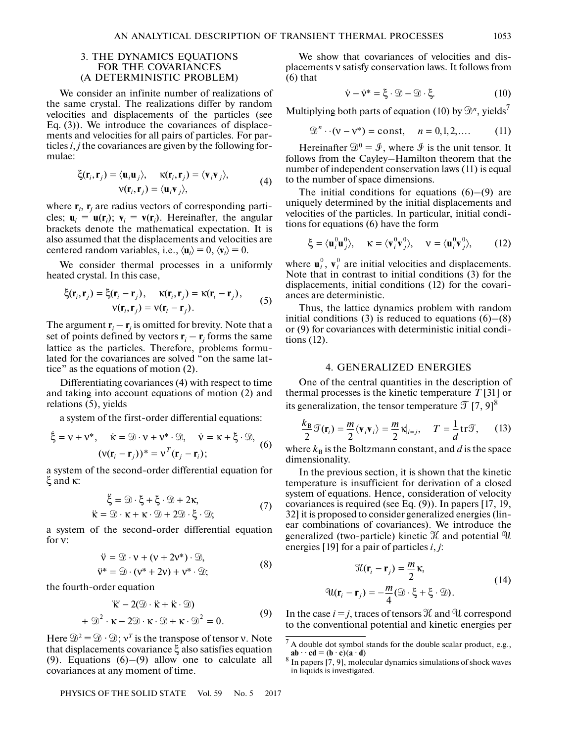## 3. THE DYNAMICS EQUATIONS FOR THE COVARIANCES (A DETERMINISTIC PROBLEM)

We consider an infinite number of realizations of the same crystal. The realizations differ by random velocities and displacements of the particles (see Eq. (3)). We introduce the covariances of displacements and velocities for all pairs of particles. For particles $i, j$ the covariances are given by the following formulae:

$$\xi(\mathbf{r}_i, \mathbf{r}_j) = \langle \mathbf{u}_i \mathbf{u}_j \rangle, \quad \kappa(\mathbf{r}_i, \mathbf{r}_j) = \langle \mathbf{v}_i \mathbf{v}_j \rangle, \quad \nu(\mathbf{r}_i, \mathbf{r}_j) = \langle \mathbf{u}_i \mathbf{v}_j \rangle, \tag{4}$$

where $\mathbf{r}_i$, $\mathbf{r}_j$ are radius vectors of corresponding particles; $\mathbf{u}_i = \mathbf{u}(\mathbf{r}_i)$; $\mathbf{v}_i = \mathbf{v}(\mathbf{r}_i)$. Hereinafter, the angular brackets denote the mathematical expectation. It is also assumed that the displacements and velocities are centered random variables, i.e., $\langle \mathbf{u}_i \rangle = 0$, $\langle \mathbf{v}_i \rangle = 0$.

We consider thermal processes in a uniformly heated crystal. In this case,

$$\xi(\mathbf{r}_i, \mathbf{r}_j) = \xi(\mathbf{r}_i - \mathbf{r}_j), \quad \kappa(\mathbf{r}_i, \mathbf{r}_j) = \kappa(\mathbf{r}_i - \mathbf{r}_j), \quad \nu(\mathbf{r}_i, \mathbf{r}_j) = \nu(\mathbf{r}_i - \mathbf{r}_j). \tag{5}$$

The argument $\mathbf{r}_i - \mathbf{r}_j$ is omitted for brevity. Note that a set of points defined by vectors $\mathbf{r}_i - \mathbf{r}_j$ forms the same lattice as the particles. Therefore, problems formulated for the covariances are solved "on the same lattice" as the equations of motion (2).

Differentiating covariances (4) with respect to time and taking into account equations of motion (2) and relations (5), yields

a system of the first-order differential equations:

$$\dot{\xi} = \nu + \nu^*, \quad \dot{\kappa} = \mathcal{D} \cdot \nu + \nu^* \cdot \mathcal{D}, \quad \dot{\nu} = \kappa + \xi \cdot \mathcal{D}, \quad (\nu(\mathbf{r}_i - \mathbf{r}_j))^* = \nu^T(\mathbf{r}_j - \mathbf{r}_i); \tag{6}$$

a system of the second-order differential equation for $\xi$ and $\kappa$:

$$\ddot{\xi} = \mathcal{D} \cdot \xi + \xi \cdot \mathcal{D} + 2\kappa, \quad \ddot{\kappa} = \mathcal{D} \cdot \kappa + \kappa \cdot \mathcal{D} + 2\mathcal{D} \cdot \xi \cdot \mathcal{D}; \tag{7}$$

a system of the second-order differential equation for $\nu$:

$$\ddot{\nu} = \mathcal{D} \cdot \nu + (\nu + 2\nu^*) \cdot \mathcal{D}, \quad \ddot{\nu}^* = \mathcal{D} \cdot (\nu^* + 2\nu) + \nu^* \cdot \mathcal{D}; \tag{8}$$

the fourth-order equation

$$\ddddot{\kappa} - 2(\mathcal{D} \cdot \ddot{\kappa} + \ddot{\kappa} \cdot \mathcal{D}) + \mathcal{D}^2 \cdot \kappa - 2\mathcal{D} \cdot \kappa \cdot \mathcal{D} + \kappa \cdot \mathcal{D}^2 = 0. \tag{9}$$

Here $\mathcal{D}^2 = \mathcal{D} \cdot \mathcal{D}$; $\nu^T$ is the transpose of tensor $\nu$. Note that displacements covariance $\xi$ also satisfies equation (9). Equations (6)–(9) allow one to calculate all covariances at any moment of time.

We show that covariances of velocities and displacements $\nu$ satisfy conservation laws. It follows from (6) that

$$\dot{\nu} - \dot{\nu}^* = \xi \cdot \mathcal{D} - \mathcal{D} \cdot \xi. \tag{10}$$

Multiplying both parts of equation (10) by $\mathcal{D}^n$, yields[7]

$$\mathcal{D}^n \cdot\cdot (\nu - \nu^*) = \text{const}, \quad n = 0, 1, 2, \ldots. \tag{11}$$

Hereinafter $\mathcal{D}^0 = \mathcal{I}$, where $\mathcal{I}$ is the unit tensor. It follows from the Cayley–Hamilton theorem that the number of independent conservation laws (11) is equal to the number of space dimensions.

The initial conditions for equations (6)–(9) are uniquely determined by the initial displacements and velocities of the particles. In particular, initial conditions for equations (6) have the form

$$\xi = \langle \mathbf{u}_i^0 \mathbf{u}_j^0 \rangle, \quad \kappa = \langle \mathbf{v}_i^0 \mathbf{v}_j^0 \rangle, \quad \nu = \langle \mathbf{u}_i^0 \mathbf{v}_j^0 \rangle, \tag{12}$$

where $\mathbf{u}_i^0$, $\mathbf{v}_i^0$ are initial velocities and displacements. Note that in contrast to initial conditions (3) for the displacements, initial conditions (12) for the covariances are deterministic.

Thus, the lattice dynamics problem with random initial conditions (3) is reduced to equations (6)–(8) or (9) for covariances with deterministic initial conditions (12).

## 4. GENERALIZED ENERGIES

One of the central quantities in the description of thermal processes is the kinetic temperature $T$ [31] or its generalization, the tensor temperature $\mathcal{T}$ [7, 9][8]

$$\frac{k_B}{2}\mathcal{T}(\mathbf{r}_i) = \frac{m}{2}\langle \mathbf{v}_i \mathbf{v}_i \rangle = \frac{m}{2}\kappa\big|_{i=j}, \quad T = \frac{1}{d}\operatorname{tr}\mathcal{T}, \tag{13}$$

where $k_B$ is the Boltzmann constant, and $d$ is the space dimensionality.

In the previous section, it is shown that the kinetic temperature is insufficient for derivation of a closed system of equations. Hence, consideration of velocity covariances is required (see Eq. (9)). In papers [17, 19, 32] it is proposed to consider generalized energies (linear combinations of covariances). We introduce the generalized (two-particle) kinetic $\mathcal{K}$ and potential $\mathcal{U}$ energies [19] for a pair of particles $i, j$:

$$\mathcal{K}(\mathbf{r}_i - \mathbf{r}_j) = \frac{m}{2}\kappa, \quad \mathcal{U}(\mathbf{r}_i - \mathbf{r}_j) = -\frac{m}{4}(\mathcal{D} \cdot \xi + \xi \cdot \mathcal{D}). \tag{14}$$

In the case $i = j$, traces of tensors $\mathcal{K}$ and $\mathcal{U}$ correspond to the conventional potential and kinetic energies per

---

[7] A double dot symbol stands for the double scalar product, e.g., $\mathbf{ab} \cdot\cdot\, \mathbf{cd} = (\mathbf{b} \cdot \mathbf{c})(\mathbf{a} \cdot \mathbf{d})$

[8] In papers [7, 9], molecular dynamics simulations of shock waves in liquids is investigated.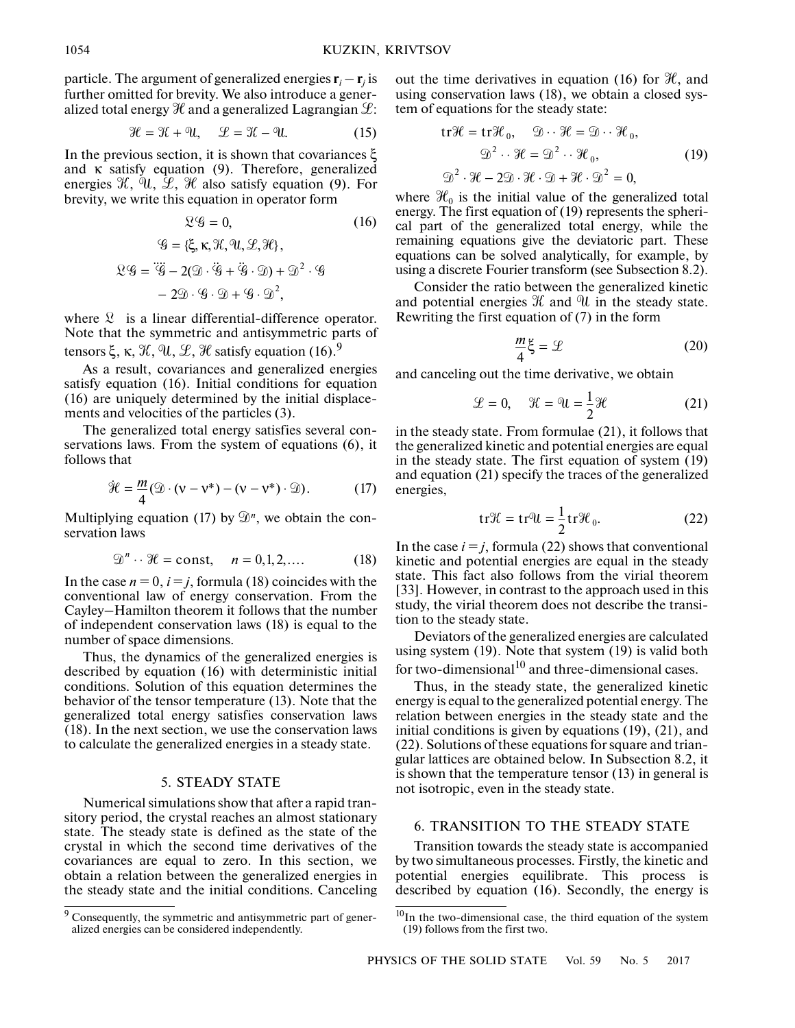particle. The argument of generalized energies $\mathbf{r}_i - \mathbf{r}_j$ is further omitted for brevity. We also introduce a generalized total energy $\mathcal{H}$ and a generalized Lagrangian $\mathcal{L}$:

$$\mathcal{H} = \mathcal{K} + \mathcal{U}, \quad \mathcal{L} = \mathcal{K} - \mathcal{U}. \tag{15}$$

In the previous section, it is shown that covariances $\xi$ and $\kappa$ satisfy equation (9). Therefore, generalized energies $\mathcal{K}$, $\mathcal{U}$, $\mathcal{L}$, $\mathcal{H}$ also satisfy equation (9). For brevity, we write this equation in operator form

$$\mathfrak{L}\mathcal{G} = 0, \tag{16}$$

$$\mathcal{G} = \{\xi, \kappa, \mathcal{K}, \mathcal{U}, \mathcal{L}, \mathcal{H}\},$$

$$\mathfrak{L}\mathcal{G} = \ddot{\ddot{\mathcal{G}}} - 2(\mathfrak{D} \cdot \ddot{\mathcal{G}} + \ddot{\mathcal{G}} \cdot \mathfrak{D}) + \mathfrak{D}^2 \cdot \mathcal{G} - 2\mathfrak{D} \cdot \mathcal{G} \cdot \mathfrak{D} + \mathcal{G} \cdot \mathfrak{D}^2,$$

where $\mathfrak{L}$ is a linear differential-difference operator. Note that the symmetric and antisymmetric parts of tensors $\xi$, $\kappa$, $\mathcal{K}$, $\mathcal{U}$, $\mathcal{L}$, $\mathcal{H}$ satisfy equation (16).[9]

As a result, covariances and generalized energies satisfy equation (16). Initial conditions for equation (16) are uniquely determined by the initial displacements and velocities of the particles (3).

The generalized total energy satisfies several conservations laws. From the system of equations (6), it follows that

$$\dot{\mathcal{H}} = \frac{m}{4}(\mathfrak{D} \cdot (\nu - \nu^*) - (\nu - \nu^*) \cdot \mathfrak{D}). \tag{17}$$

Multiplying equation (17) by $\mathfrak{D}^n$, we obtain the conservation laws

$$\mathfrak{D}^n \cdot\cdot\, \mathcal{H} = \text{const}, \quad n = 0, 1, 2, \ldots. \tag{18}$$

In the case $n = 0$, $i = j$, formula (18) coincides with the conventional law of energy conservation. From the Cayley–Hamilton theorem it follows that the number of independent conservation laws (18) is equal to the number of space dimensions.

Thus, the dynamics of the generalized energies is described by equation (16) with deterministic initial conditions. Solution of this equation determines the behavior of the tensor temperature (13). Note that the generalized total energy satisfies conservation laws (18). In the next section, we use the conservation laws to calculate the generalized energies in a steady state.

## 5. STEADY STATE

Numerical simulations show that after a rapid transitory period, the crystal reaches an almost stationary state. The steady state is defined as the state of the crystal in which the second time derivatives of the covariances are equal to zero. In this section, we obtain a relation between the generalized energies in the steady state and the initial conditions. Canceling out the time derivatives in equation (16) for $\mathcal{H}$, and using conservation laws (18), we obtain a closed system of equations for the steady state:

$$\begin{gathered} \text{tr}\mathcal{H} = \text{tr}\mathcal{H}_0, \quad \mathfrak{D} \cdot\cdot\, \mathcal{H} = \mathfrak{D} \cdot\cdot\, \mathcal{H}_0, \\ \mathfrak{D}^2 \cdot\cdot\, \mathcal{H} = \mathfrak{D}^2 \cdot\cdot\, \mathcal{H}_0, \\ \mathfrak{D}^2 \cdot \mathcal{H} - 2\mathfrak{D} \cdot \mathcal{H} \cdot \mathfrak{D} + \mathcal{H} \cdot \mathfrak{D}^2 = 0, \end{gathered} \tag{19}$$

where $\mathcal{H}_0$ is the initial value of the generalized total energy. The first equation of (19) represents the spherical part of the generalized total energy, while the remaining equations give the deviatoric part. These equations can be solved analytically, for example, by using a discrete Fourier transform (see Subsection 8.2).

Consider the ratio between the generalized kinetic and potential energies $\mathcal{K}$ and $\mathcal{U}$ in the steady state. Rewriting the first equation of (7) in the form

$$\frac{m}{4}\ddot{\xi} = \mathcal{L} \tag{20}$$

and canceling out the time derivative, we obtain

$$\mathcal{L} = 0, \quad \mathcal{K} = \mathcal{U} = \frac{1}{2}\mathcal{H} \tag{21}$$

in the steady state. From formulae (21), it follows that the generalized kinetic and potential energies are equal in the steady state. The first equation of system (19) and equation (21) specify the traces of the generalized energies,

$$\text{tr}\mathcal{K} = \text{tr}\mathcal{U} = \frac{1}{2}\text{tr}\mathcal{H}_0. \tag{22}$$

In the case $i = j$, formula (22) shows that conventional kinetic and potential energies are equal in the steady state. This fact also follows from the virial theorem [33]. However, in contrast to the approach used in this study, the virial theorem does not describe the transition to the steady state.

Deviators of the generalized energies are calculated using system (19). Note that system (19) is valid both for two-dimensional[10] and three-dimensional cases.

Thus, in the steady state, the generalized kinetic energy is equal to the generalized potential energy. The relation between energies in the steady state and the initial conditions is given by equations (19), (21), and (22). Solutions of these equations for square and triangular lattices are obtained below. In Subsection 8.2, it is shown that the temperature tensor (13) in general is not isotropic, even in the steady state.

## 6. TRANSITION TO THE STEADY STATE

Transition towards the steady state is accompanied by two simultaneous processes. Firstly, the kinetic and potential energies equilibrate. This process is described by equation (16). Secondly, the energy is

---

[9] Consequently, the symmetric and antisymmetric part of generalized energies can be considered independently.

[10] In the two-dimensional case, the third equation of the system (19) follows from the first two.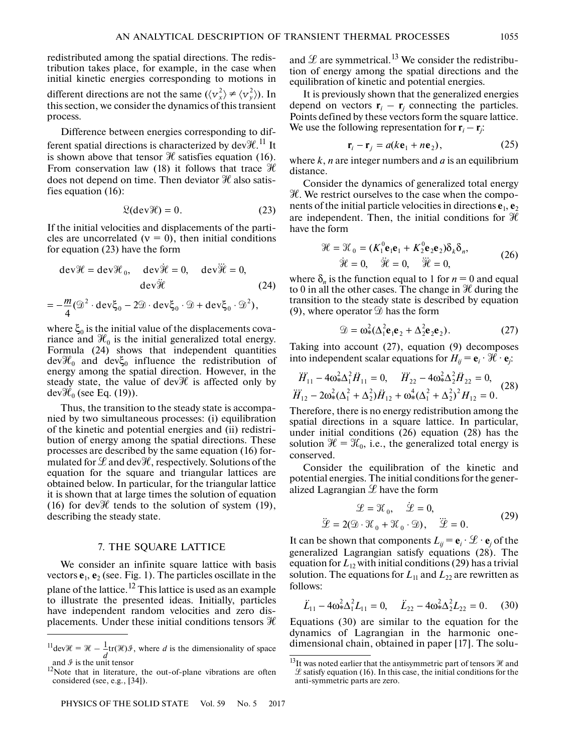redistributed among the spatial directions. The redistribution takes place, for example, in the case when initial kinetic energies corresponding to motions in different directions are not the same ($\langle v_x^2 \rangle \neq \langle v_y^2 \rangle$). In this section, we consider the dynamics of this transient process.

Difference between energies corresponding to different spatial directions is characterized by $\text{dev}\mathcal{H}$.[11] It is shown above that tensor $\mathcal{H}$ satisfies equation (16). From conservation law (18) it follows that trace $\mathcal{H}$ does not depend on time. Then deviator $\mathcal{H}$ also satisfies equation (16):

$$\mathfrak{L}(\text{dev}\mathcal{H}) = 0. \tag{23}$$

If the initial velocities and displacements of the particles are uncorrelated ($\nu = 0$), then initial conditions for equation (23) have the form

$$\begin{gathered}\text{dev}\mathcal{H} = \text{dev}\mathcal{H}_0, \quad \text{dev}\dot{\mathcal{H}} = 0, \quad \text{dev}\dddot{\mathcal{H}} = 0, \\ \text{dev}\ddot{\mathcal{H}} \\ = -\frac{m}{4}(\mathcal{D}^2 \cdot \text{dev}\xi_0 - 2\mathcal{D} \cdot \text{dev}\xi_0 \cdot \mathcal{D} + \text{dev}\xi_0 \cdot \mathcal{D}^2),\end{gathered} \tag{24}$$

where $\xi_0$ is the initial value of the displacements covariance and $\mathcal{H}_0$ is the initial generalized total energy. Formula (24) shows that independent quantities $\text{dev}\mathcal{H}_0$ and $\text{dev}\xi_0$ influence the redistribution of energy among the spatial direction. However, in the steady state, the value of $\text{dev}\mathcal{H}$ is affected only by $\text{dev}\mathcal{H}_0$ (see Eq. (19)).

Thus, the transition to the steady state is accompanied by two simultaneous processes: (i) equilibration of the kinetic and potential energies and (ii) redistribution of energy among the spatial directions. These processes are described by the same equation (16) formulated for $\mathcal{L}$ and $\text{dev}\mathcal{H}$, respectively. Solutions of the equation for the square and triangular lattices are obtained below. In particular, for the triangular lattice it is shown that at large times the solution of equation (16) for $\text{dev}\mathcal{H}$ tends to the solution of system (19), describing the steady state.

## 7. THE SQUARE LATTICE

We consider an infinite square lattice with basis vectors $\mathbf{e}_1$, $\mathbf{e}_2$ (see. Fig. 1). The particles oscillate in the plane of the lattice.[12] This lattice is used as an example to illustrate the presented ideas. Initially, particles have independent random velocities and zero displacements. Under these initial conditions tensors $\mathcal{H}$ and $\mathcal{L}$ are symmetrical.[13] We consider the redistribution of energy among the spatial directions and the equilibration of kinetic and potential energies.

It is previously shown that the generalized energies depend on vectors $\mathbf{r}_i - \mathbf{r}_j$ connecting the particles. Points defined by these vectors form the square lattice. We use the following representation for $\mathbf{r}_i - \mathbf{r}_j$:

$$\mathbf{r}_i - \mathbf{r}_j = a(k\mathbf{e}_1 + n\mathbf{e}_2), \tag{25}$$

where $k$, $n$ are integer numbers and $a$ is an equilibrium distance.

Consider the dynamics of generalized total energy $\mathcal{H}$. We restrict ourselves to the case when the components of the initial particle velocities in directions $\mathbf{e}_1$, $\mathbf{e}_2$ are independent. Then, the initial conditions for $\mathcal{H}$ have the form

$$\begin{gathered}\mathcal{H} = \mathcal{H}_0 = (K_1^0\mathbf{e}_1\mathbf{e}_1 + K_2^0\mathbf{e}_2\mathbf{e}_2)\delta_k\delta_n, \\ \dot{\mathcal{H}} = 0, \quad \ddot{\mathcal{H}} = 0, \quad \dddot{\mathcal{H}} = 0,\end{gathered} \tag{26}$$

where $\delta_n$ is the function equal to 1 for $n = 0$ and equal to 0 in all the other cases. The change in $\mathcal{H}$ during the transition to the steady state is described by equation (9), where operator $\mathcal{D}$ has the form

$$\mathcal{D} = \omega_*^2(\Delta_1^2\mathbf{e}_1\mathbf{e}_2 + \Delta_2^2\mathbf{e}_2\mathbf{e}_2). \tag{27}$$

Taking into account (27), equation (9) decomposes into independent scalar equations for $H_{ij} = \mathbf{e}_i \cdot \mathcal{H} \cdot \mathbf{e}_j$:

$$\begin{gathered}\dddot{H}_{11} - 4\omega_*^2\Delta_1^2\dot{H}_{11} = 0, \quad \dddot{H}_{22} - 4\omega_*^2\Delta_2^2\dot{H}_{22} = 0, \\ \ddddot{H}_{12} - 2\omega_*^2(\Delta_1^2 + \Delta_2^2)\ddot{H}_{12} + \omega_*^4(\Delta_1^2 + \Delta_2^2)^2 H_{12} = 0.\end{gathered} \tag{28}$$

Therefore, there is no energy redistribution among the spatial directions in a square lattice. In particular, under initial conditions (26) equation (28) has the solution $\mathcal{H} = \mathcal{H}_0$, i.e., the generalized total energy is conserved.

Consider the equilibration of the kinetic and potential energies. The initial conditions for the generalized Lagrangian $\mathcal{L}$ have the form

$$\begin{gathered}\mathcal{L} = \mathcal{H}_0, \quad \dot{\mathcal{L}} = 0, \\ \ddot{\mathcal{L}} = 2(\mathcal{D} \cdot \mathcal{H}_0 + \mathcal{H}_0 \cdot \mathcal{D}), \quad \dddot{\mathcal{L}} = 0.\end{gathered} \tag{29}$$

It can be shown that components $L_{ij} = \mathbf{e}_i \cdot \mathcal{L} \cdot \mathbf{e}_j$ of the generalized Lagrangian satisfy equations (28). The equation for $L_{12}$ with initial conditions (29) has a trivial solution. The equations for $L_{11}$ and $L_{22}$ are rewritten as follows:

$$\ddot{L}_{11} - 4\omega_*^2\Delta_1^2 L_{11} = 0, \quad \ddot{L}_{22} - 4\omega_*^2\Delta_2^2 L_{22} = 0. \tag{30}$$

Equations (30) are similar to the equation for the dynamics of Lagrangian in the harmonic one-dimensional chain, obtained in paper [17]. The solu-

---

[11] $\text{dev}\mathcal{H} = \mathcal{H} - \frac{1}{d}\text{tr}(\mathcal{H})\mathcal{I}$, where $d$ is the dimensionality of space and $\mathcal{I}$ is the unit tensor

[12] Note that in literature, the out-of-plane vibrations are often considered (see, e.g., [34]).

[13] It was noted earlier that the antisymmetric part of tensors $\mathcal{H}$ and $\mathcal{L}$ satisfy equation (16). In this case, the initial conditions for the anti-symmetric parts are zero.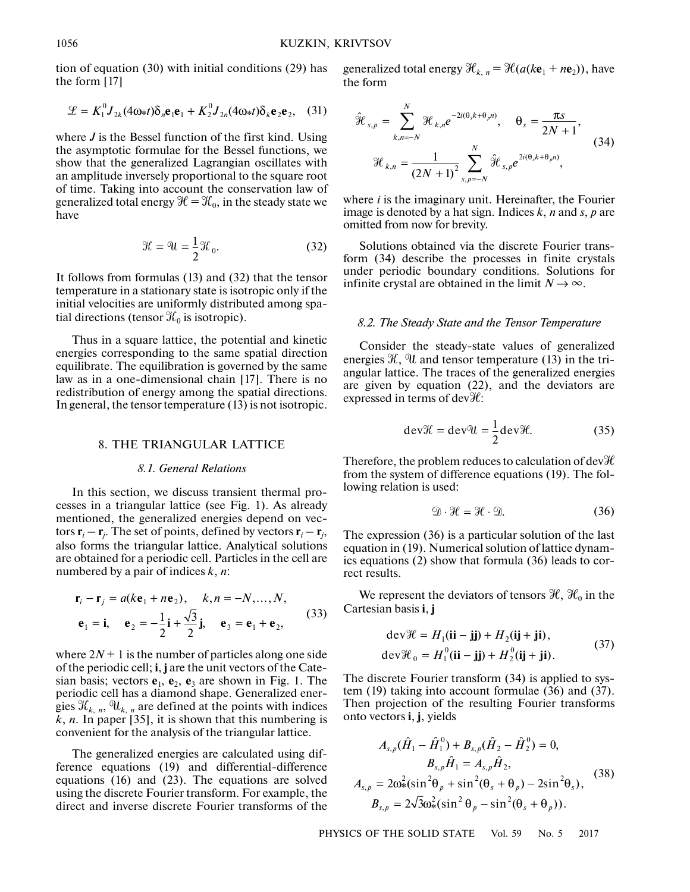tion of equation (30) with initial conditions (29) has the form [17]

$$\mathcal{L} = K_1^0 J_{2k}(4\omega_* t)\delta_n \mathbf{e}_1\mathbf{e}_1 + K_2^0 J_{2n}(4\omega_* t)\delta_k \mathbf{e}_2\mathbf{e}_2, \quad (31)$$

where $J$ is the Bessel function of the first kind. Using the asymptotic formulae for the Bessel functions, we show that the generalized Lagrangian oscillates with an amplitude inversely proportional to the square root of time. Taking into account the conservation law of generalized total energy $\mathcal{H} = \mathcal{H}_0$, in the steady state we have

$$\mathcal{K} = \mathcal{U} = \frac{1}{2}\mathcal{H}_0. \quad (32)$$

It follows from formulas (13) and (32) that the tensor temperature in a stationary state is isotropic only if the initial velocities are uniformly distributed among spatial directions (tensor $\mathcal{H}_0$ is isotropic).

Thus in a square lattice, the potential and kinetic energies corresponding to the same spatial direction equilibrate. The equilibration is governed by the same law as in a one-dimensional chain [17]. There is no redistribution of energy among the spatial directions. In general, the tensor temperature (13) is not isotropic.

## 8. THE TRIANGULAR LATTICE

### *8.1. General Relations*

In this section, we discuss transient thermal processes in a triangular lattice (see Fig. 1). As already mentioned, the generalized energies depend on vectors $\mathbf{r}_i - \mathbf{r}_j$. The set of points, defined by vectors $\mathbf{r}_i - \mathbf{r}_j$, also forms the triangular lattice. Analytical solutions are obtained for a periodic cell. Particles in the cell are numbered by a pair of indices $k$, $n$:

$$\mathbf{r}_i - \mathbf{r}_j = a(k\mathbf{e}_1 + n\mathbf{e}_2), \quad k, n = -N, \dots, N,$$
$$\mathbf{e}_1 = \mathbf{i}, \quad \mathbf{e}_2 = -\frac{1}{2}\mathbf{i} + \frac{\sqrt{3}}{2}\mathbf{j}, \quad \mathbf{e}_3 = \mathbf{e}_1 + \mathbf{e}_2, \quad (33)$$

where $2N + 1$ is the number of particles along one side of the periodic cell; $\mathbf{i}$, $\mathbf{j}$ are the unit vectors of the Catesian basis; vectors $\mathbf{e}_1$, $\mathbf{e}_2$, $\mathbf{e}_3$ are shown in Fig. 1. The periodic cell has a diamond shape. Generalized energies $\mathcal{H}_{k,\,n}$, $\mathcal{U}_{k,\,n}$ are defined at the points with indices $k$, $n$. In paper [35], it is shown that this numbering is convenient for the analysis of the triangular lattice.

The generalized energies are calculated using difference equations (19) and differential-difference equations (16) and (23). The equations are solved using the discrete Fourier transform. For example, the direct and inverse discrete Fourier transforms of the generalized total energy $\mathcal{H}_{k,\,n} = \mathcal{H}(a(k\mathbf{e}_1 + n\mathbf{e}_2))$, have the form

$$\hat{\mathcal{H}}_{s,p} = \sum_{k,n=-N}^{N} \mathcal{H}_{k,n} e^{-2i(\theta_s k + \theta_p n)}, \quad \theta_s = \frac{\pi s}{2N+1},$$
$$\mathcal{H}_{k,n} = \frac{1}{(2N+1)^2}\sum_{s,p=-N}^{N} \hat{\mathcal{H}}_{s,p} e^{2i(\theta_s k + \theta_p n)}, \quad (34)$$

where $i$ is the imaginary unit. Hereinafter, the Fourier image is denoted by a hat sign. Indices $k$, $n$ and $s$, $p$ are omitted from now for brevity.

Solutions obtained via the discrete Fourier transform (34) describe the processes in finite crystals under periodic boundary conditions. Solutions for infinite crystal are obtained in the limit $N \to \infty$.

### *8.2. The Steady State and the Tensor Temperature*

Consider the steady-state values of generalized energies $\mathcal{K}$, $\mathcal{U}$ and tensor temperature (13) in the triangular lattice. The traces of the generalized energies are given by equation (22), and the deviators are expressed in terms of dev$\mathcal{H}$:

$$\mathrm{dev}\mathcal{K} = \mathrm{dev}\mathcal{U} = \frac{1}{2}\mathrm{dev}\mathcal{H}. \quad (35)$$

Therefore, the problem reduces to calculation of dev$\mathcal{H}$ from the system of difference equations (19). The following relation is used:

$$\mathcal{D}\cdot\mathcal{H} = \mathcal{H}\cdot\mathcal{D}. \quad (36)$$

The expression (36) is a particular solution of the last equation in (19). Numerical solution of lattice dynamics equations (2) show that formula (36) leads to correct results.

We represent the deviators of tensors $\mathcal{H}$, $\mathcal{H}_0$ in the Cartesian basis $\mathbf{i}$, $\mathbf{j}$

$$\mathrm{dev}\mathcal{H} = H_1(\mathbf{ii} - \mathbf{jj}) + H_2(\mathbf{ij} + \mathbf{ji}),$$
$$\mathrm{dev}\mathcal{H}_0 = H_1^0(\mathbf{ii} - \mathbf{jj}) + H_2^0(\mathbf{ij} + \mathbf{ji}). \quad (37)$$

The discrete Fourier transform (34) is applied to system (19) taking into account formulae (36) and (37). Then projection of the resulting Fourier transforms onto vectors $\mathbf{i}$, $\mathbf{j}$, yields

$$A_{s,p}(\hat{H}_1 - \hat{H}_1^0) + B_{s,p}(\hat{H}_2 - \hat{H}_2^0) = 0,$$
$$B_{s,p}\hat{H}_1 = A_{s,p}\hat{H}_2,$$
$$A_{s,p} = 2\omega_*^2(\sin^2\theta_p + \sin^2(\theta_s + \theta_p) - 2\sin^2\theta_s), \quad (38)$$
$$B_{s,p} = 2\sqrt{3}\omega_*^2(\sin^2\theta_p - \sin^2(\theta_s + \theta_p)).$$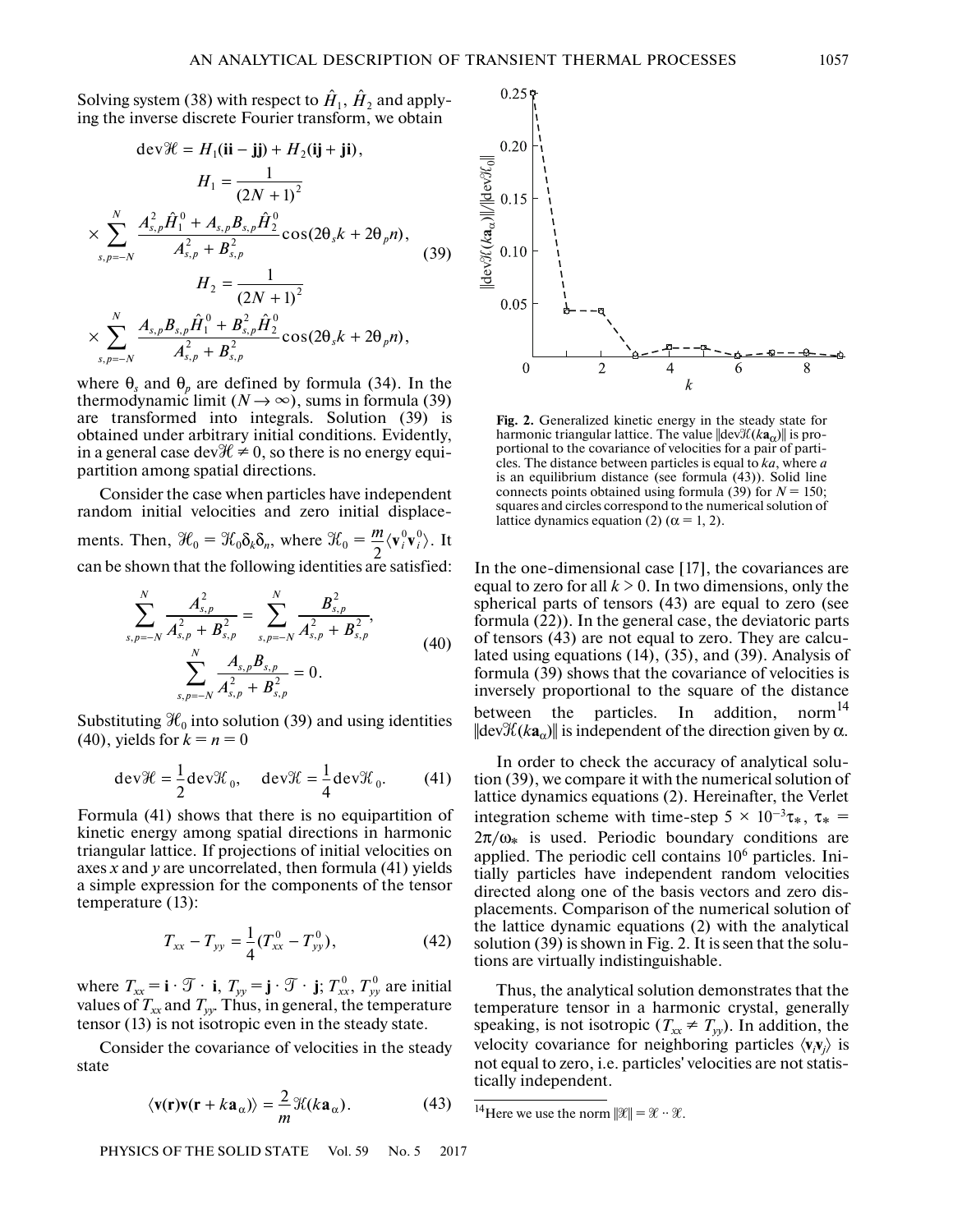Solving system (38) with respect to $\hat{H}_1$, $\hat{H}_2$ and applying the inverse discrete Fourier transform, we obtain

$$
\begin{gathered}
\mathrm{dev}\mathcal{H} = H_1(\mathbf{ii} - \mathbf{jj}) + H_2(\mathbf{ij} + \mathbf{ji}), \\
H_1 = \frac{1}{(2N+1)^2} \\
\times \sum_{s,p=-N}^{N} \frac{A_{s,p}^2 \hat{H}_1^0 + A_{s,p}B_{s,p}\hat{H}_2^0}{A_{s,p}^2 + B_{s,p}^2} \cos(2\theta_s k + 2\theta_p n), \\
H_2 = \frac{1}{(2N+1)^2} \\
\times \sum_{s,p=-N}^{N} \frac{A_{s,p}B_{s,p}\hat{H}_1^0 + B_{s,p}^2 \hat{H}_2^0}{A_{s,p}^2 + B_{s,p}^2} \cos(2\theta_s k + 2\theta_p n),
\end{gathered}
\tag{39}
$$

where $\theta_s$ and $\theta_p$ are defined by formula (34). In the thermodynamic limit ($N \to \infty$), sums in formula (39) are transformed into integrals. Solution (39) is obtained under arbitrary initial conditions. Evidently, in a general case $\mathrm{dev}\mathcal{H} \neq 0$, so there is no energy equipartition among spatial directions.

Consider the case when particles have independent random initial velocities and zero initial displacements. Then, $\mathcal{H}_0 = \mathcal{H}_0 \delta_k \delta_n$, where $\mathcal{H}_0 = \frac{m}{2}\langle \mathbf{v}_i^0 \mathbf{v}_i^0 \rangle$. It can be shown that the following identities are satisfied:

$$
\begin{gathered}
\sum_{s,p=-N}^{N} \frac{A_{s,p}^2}{A_{s,p}^2 + B_{s,p}^2} = \sum_{s,p=-N}^{N} \frac{B_{s,p}^2}{A_{s,p}^2 + B_{s,p}^2}, \\
\sum_{s,p=-N}^{N} \frac{A_{s,p}B_{s,p}}{A_{s,p}^2 + B_{s,p}^2} = 0.
\end{gathered}
\tag{40}
$$

Substituting $\mathcal{H}_0$ into solution (39) and using identities (40), yields for $k = n = 0$

$$
\mathrm{dev}\mathcal{H} = \frac{1}{2}\mathrm{dev}\mathcal{H}_0, \quad \mathrm{dev}\mathcal{H} = \frac{1}{4}\mathrm{dev}\mathcal{H}_0. \tag{41}
$$

Formula (41) shows that there is no equipartition of kinetic energy among spatial directions in harmonic triangular lattice. If projections of initial velocities on axes $x$ and $y$ are uncorrelated, then formula (41) yields a simple expression for the components of the tensor temperature (13):

$$
T_{xx} - T_{yy} = \frac{1}{4}(T_{xx}^0 - T_{yy}^0), \tag{42}
$$

where $T_{xx} = \mathbf{i} \cdot \mathcal{T} \cdot \mathbf{i}$, $T_{yy} = \mathbf{j} \cdot \mathcal{T} \cdot \mathbf{j}$; $T_{xx}^0$, $T_{yy}^0$ are initial values of $T_{xx}$ and $T_{yy}$. Thus, in general, the temperature tensor (13) is not isotropic even in the steady state.

Consider the covariance of velocities in the steady state

$$
\langle \mathbf{v}(\mathbf{r})\mathbf{v}(\mathbf{r} + k\mathbf{a}_\alpha) \rangle = \frac{2}{m}\mathcal{H}(k\mathbf{a}_\alpha). \tag{43}
$$

Fig. 2. Generalized kinetic energy in the steady state for harmonic triangular lattice. The value $\|\mathrm{dev}\mathcal{H}(k\mathbf{a}_\alpha)\|$ is proportional to the covariance of velocities for a pair of particles. The distance between particles is equal to $ka$, where $a$ is an equilibrium distance (see formula (43)). Solid line connects points obtained using formula (39) for $N = 150$; squares and circles correspond to the numerical solution of lattice dynamics equation (2) ($\alpha = 1, 2$).

In the one-dimensional case [17], the covariances are equal to zero for all $k > 0$. In two dimensions, only the spherical parts of tensors (43) are equal to zero (see formula (22)). In the general case, the deviatoric parts of tensors (43) are not equal to zero. They are calculated using equations (14), (35), and (39). Analysis of formula (39) shows that the covariance of velocities is inversely proportional to the square of the distance between the particles. In addition, norm[14] $\|\mathrm{dev}\mathcal{H}(k\mathbf{a}_\alpha)\|$ is independent of the direction given by $\alpha$.

In order to check the accuracy of analytical solution (39), we compare it with the numerical solution of lattice dynamics equations (2). Hereinafter, the Verlet integration scheme with time-step $5 \times 10^{-3}\tau_*$, $\tau_* = 2\pi/\omega_*$ is used. Periodic boundary conditions are applied. The periodic cell contains $10^6$ particles. Initially particles have independent random velocities directed along one of the basis vectors and zero displacements. Comparison of the numerical solution of the lattice dynamic equations (2) with the analytical solution (39) is shown in Fig. 2. It is seen that the solutions are virtually indistinguishable.

Thus, the analytical solution demonstrates that the temperature tensor in a harmonic crystal, generally speaking, is not isotropic ($T_{xx} \neq T_{yy}$). In addition, the velocity covariance for neighboring particles $\langle \mathbf{v}_i \mathbf{v}_j \rangle$ is not equal to zero, i.e. particles' velocities are not statistically independent.

[14] Here we use the norm $\|\mathcal{H}\| = \mathcal{H} \cdot\cdot\, \mathcal{H}$.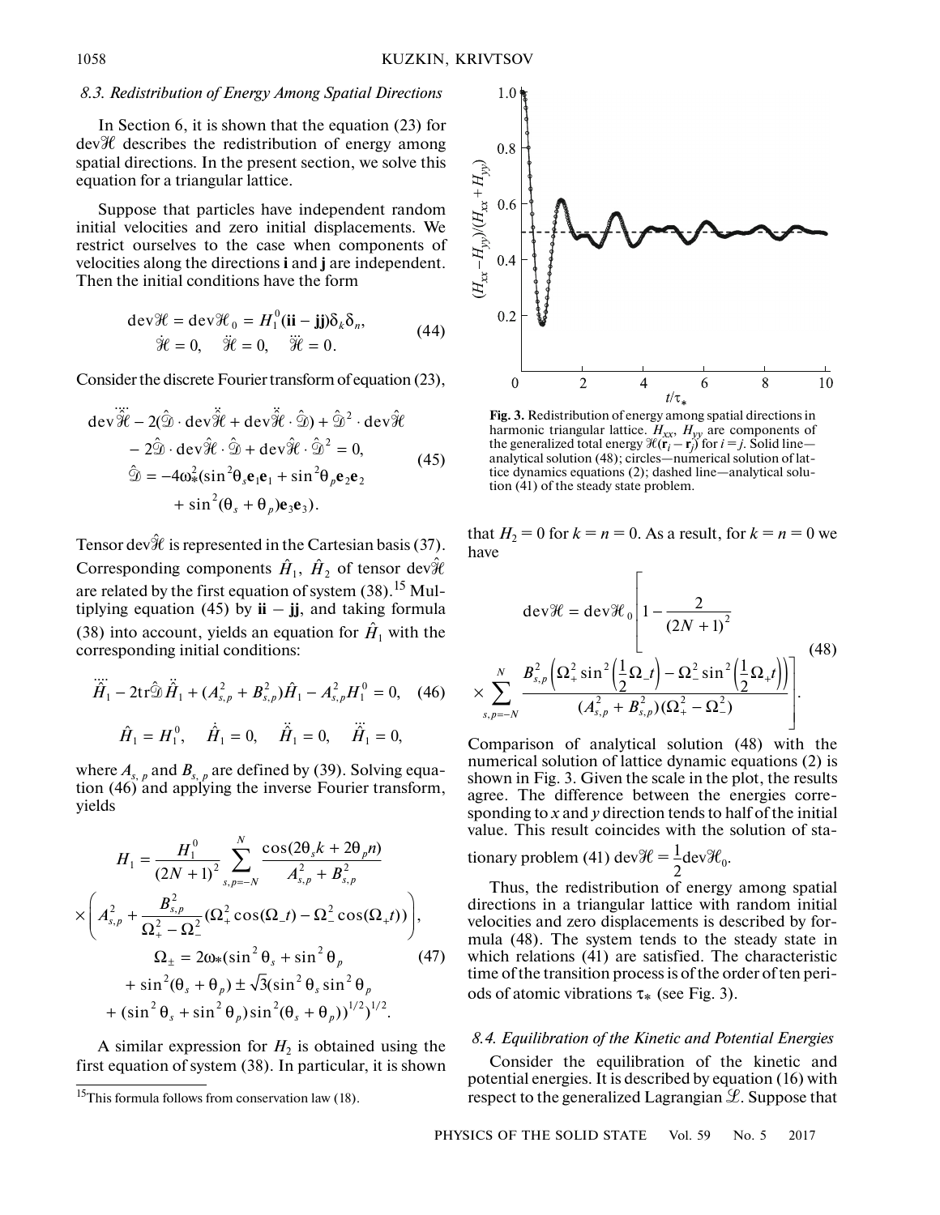### 8.3. Redistribution of Energy Among Spatial Directions

In Section 6, it is shown that the equation (23) for $\mathrm{dev}\mathcal{H}$ describes the redistribution of energy among spatial directions. In the present section, we solve this equation for a triangular lattice.

Suppose that particles have independent random initial velocities and zero initial displacements. We restrict ourselves to the case when components of velocities along the directions **i** and **j** are independent. Then the initial conditions have the form

$$
\begin{gathered}
\mathrm{dev}\mathcal{H} = \mathrm{dev}\mathcal{H}_0 = H_1^0(\mathbf{ii} - \mathbf{jj})\delta_k\delta_n, \\
\dot{\mathcal{H}} = 0, \quad \ddot{\mathcal{H}} = 0, \quad \dddot{\mathcal{H}} = 0.
\end{gathered} \tag{44}
$$

Consider the discrete Fourier transform of equation (23),

$$
\begin{gathered}
\mathrm{dev}\ddddot{\hat{\mathcal{H}}} - 2(\hat{\mathfrak{D}}\cdot\mathrm{dev}\ddot{\hat{\mathcal{H}}} + \mathrm{dev}\ddot{\hat{\mathcal{H}}}\cdot\hat{\mathfrak{D}}) + \hat{\mathfrak{D}}^2\cdot\mathrm{dev}\hat{\mathcal{H}} \\
- 2\hat{\mathfrak{D}}\cdot\mathrm{dev}\hat{\mathcal{H}}\cdot\hat{\mathfrak{D}} + \mathrm{dev}\hat{\mathcal{H}}\cdot\hat{\mathfrak{D}}^2 = 0, \\
\hat{\mathfrak{D}} = -4\omega_*^2(\sin^2\theta_s\mathbf{e}_1\mathbf{e}_1 + \sin^2\theta_p\mathbf{e}_2\mathbf{e}_2 \\
+ \sin^2(\theta_s + \theta_p)\mathbf{e}_3\mathbf{e}_3).
\end{gathered} \tag{45}
$$

Tensor $\mathrm{dev}\hat{\mathcal{H}}$ is represented in the Cartesian basis (37). Corresponding components $\hat{H}_1$, $\hat{H}_2$ of tensor $\mathrm{dev}\hat{\mathcal{H}}$ are related by the first equation of system (38).[15] Multiplying equation (45) by $\mathbf{ii} - \mathbf{jj}$, and taking formula (38) into account, yields an equation for $\hat{H}_1$ with the corresponding initial conditions:

$$
\ddddot{\hat{H}}_1 - 2\mathrm{tr}\hat{\mathfrak{D}}\ddot{\hat{H}}_1 + (A_{s,p}^2 + B_{s,p}^2)\hat{H}_1 - A_{s,p}^2H_1^0 = 0, \tag{46}
$$

$$
\hat{H}_1 = H_1^0, \quad \dot{\hat{H}}_1 = 0, \quad \ddot{\hat{H}}_1 = 0, \quad \dddot{\hat{H}}_1 = 0,
$$

where $A_{s,p}$ and $B_{s,p}$ are defined by (39). Solving equation (46) and applying the inverse Fourier transform, yields

$$
\begin{gathered}
H_1 = \frac{H_1^0}{(2N+1)^2}\sum_{s,p=-N}^{N}\frac{\cos(2\theta_sk + 2\theta_pn)}{A_{s,p}^2 + B_{s,p}^2} \\
\times\left(A_{s,p}^2 + \frac{B_{s,p}^2}{\Omega_+^2 - \Omega_-^2}(\Omega_+^2\cos(\Omega_-t) - \Omega_-^2\cos(\Omega_+t))\right), \\
\Omega_\pm = 2\omega_*(\sin^2\theta_s + \sin^2\theta_p \\
+ \sin^2(\theta_s + \theta_p) \pm \sqrt{3}(\sin^2\theta_s\sin^2\theta_p \\
+ (\sin^2\theta_s + \sin^2\theta_p)\sin^2(\theta_s + \theta_p))^{1/2})^{1/2}.
\end{gathered} \tag{47}
$$

A similar expression for $H_2$ is obtained using the first equation of system (38). In particular, it is shown that $H_2 = 0$ for $k = n = 0$. As a result, for $k = n = 0$ we have

$$
\begin{gathered}
\mathrm{dev}\mathcal{H} = \mathrm{dev}\mathcal{H}_0\left[1 - \frac{2}{(2N+1)^2}\right. \\
\left.\times\sum_{s,p=-N}^{N}\frac{B_{s,p}^2\left(\Omega_+^2\sin^2\left(\frac{1}{2}\Omega_-t\right) - \Omega_-^2\sin^2\left(\frac{1}{2}\Omega_+t\right)\right)}{(A_{s,p}^2 + B_{s,p}^2)(\Omega_+^2 - \Omega_-^2)}\right].
\end{gathered} \tag{48}
$$

Fig. 3. Redistribution of energy among spatial directions in harmonic triangular lattice. $H_{xx}$, $H_{yy}$ are components of the generalized total energy $\mathcal{H}(\mathbf{r}_i - \mathbf{r}_j)$ for $i = j$. Solid line—analytical solution (48); circles—numerical solution of lattice dynamics equations (2); dashed line—analytical solution (41) of the steady state problem.

Comparison of analytical solution (48) with the numerical solution of lattice dynamic equations (2) is shown in Fig. 3. Given the scale in the plot, the results agree. The difference between the energies corresponding to $x$ and $y$ direction tends to half of the initial value. This result coincides with the solution of stationary problem (41) $\mathrm{dev}\mathcal{H} = \frac{1}{2}\mathrm{dev}\mathcal{H}_0$.

Thus, the redistribution of energy among spatial directions in a triangular lattice with random initial velocities and zero displacements is described by formula (48). The system tends to the steady state in which relations (41) are satisfied. The characteristic time of the transition process is of the order of ten periods of atomic vibrations $\tau_*$ (see Fig. 3).

### 8.4. Equilibration of the Kinetic and Potential Energies

Consider the equilibration of the kinetic and potential energies. It is described by equation (16) with respect to the generalized Lagrangian $\mathcal{L}$. Suppose that

---

[15] This formula follows from conservation law (18).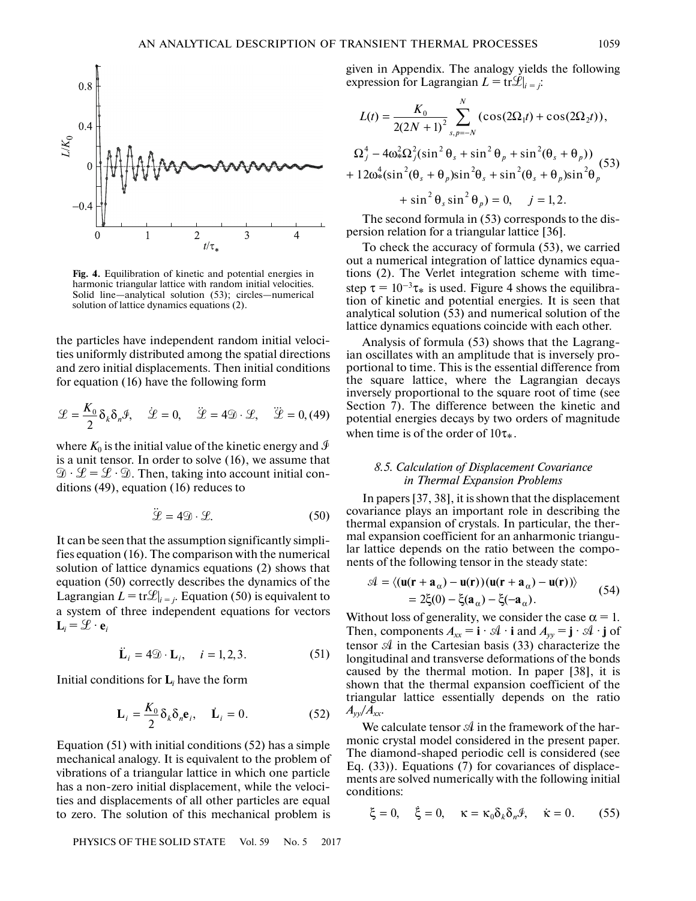Fig. 4. Equilibration of kinetic and potential energies in harmonic triangular lattice with random initial velocities. Solid line—analytical solution (53); circles—numerical solution of lattice dynamics equations (2).

the particles have independent random initial velocities uniformly distributed among the spatial directions and zero initial displacements. Then initial conditions for equation (16) have the following form

$$\mathcal{L} = \frac{K_0}{2}\delta_k\delta_n\mathcal{I}, \quad \dot{\mathcal{L}} = 0, \quad \ddot{\mathcal{L}} = 4\mathcal{D}\cdot\mathcal{L}, \quad \dddot{\mathcal{L}} = 0, \tag{49}$$

where $K_0$ is the initial value of the kinetic energy and $\mathcal{I}$ is a unit tensor. In order to solve (16), we assume that $\mathcal{D}\cdot\mathcal{L} = \mathcal{L}\cdot\mathcal{D}$. Then, taking into account initial conditions (49), equation (16) reduces to

$$\ddot{\mathcal{L}} = 4\mathcal{D}\cdot\mathcal{L}. \tag{50}$$

It can be seen that the assumption significantly simplifies equation (16). The comparison with the numerical solution of lattice dynamics equations (2) shows that equation (50) correctly describes the dynamics of the Lagrangian $L = \mathrm{tr}\mathcal{L}|_{i=j}$. Equation (50) is equivalent to a system of three independent equations for vectors $\mathbf{L}_i = \mathcal{L}\cdot\mathbf{e}_i$

$$\ddot{\mathbf{L}}_i = 4\mathcal{D}\cdot\mathbf{L}_i, \quad i = 1,2,3. \tag{51}$$

Initial conditions for $\mathbf{L}_i$ have the form

$$\mathbf{L}_i = \frac{K_0}{2}\delta_k\delta_n\mathbf{e}_i, \quad \dot{\mathbf{L}}_i = 0. \tag{52}$$

Equation (51) with initial conditions (52) has a simple mechanical analogy. It is equivalent to the problem of vibrations of a triangular lattice in which one particle has a non-zero initial displacement, while the velocities and displacements of all other particles are equal to zero. The solution of this mechanical problem is given in Appendix. The analogy yields the following expression for Lagrangian $L = \mathrm{tr}\mathcal{L}|_{i=j}$:

$$L(t) = \frac{K_0}{2(2N+1)^2}\sum_{s,p=-N}^{N}(\cos(2\Omega_1 t) + \cos(2\Omega_2 t)),$$
$$\Omega_j^4 - 4\omega_*^2\Omega_j^2(\sin^2\theta_s + \sin^2\theta_p + \sin^2(\theta_s+\theta_p))$$
$$+ 12\omega_*^4(\sin^2(\theta_s+\theta_p)\sin^2\theta_s + \sin^2(\theta_s+\theta_p)\sin^2\theta_p$$
$$+ \sin^2\theta_s\sin^2\theta_p) = 0, \quad j = 1,2. \tag{53}$$

The second formula in (53) corresponds to the dispersion relation for a triangular lattice [36].

To check the accuracy of formula (53), we carried out a numerical integration of lattice dynamics equations (2). The Verlet integration scheme with time-step $\tau = 10^{-3}\tau_*$ is used. Figure 4 shows the equilibration of kinetic and potential energies. It is seen that analytical solution (53) and numerical solution of the lattice dynamics equations coincide with each other.

Analysis of formula (53) shows that the Lagrangian oscillates with an amplitude that is inversely proportional to time. This is the essential difference from the square lattice, where the Lagrangian decays inversely proportional to the square root of time (see Section 7). The difference between the kinetic and potential energies decays by two orders of magnitude when time is of the order of $10\tau_*$.

### 8.5. Calculation of Displacement Covariance in Thermal Expansion Problems

In papers [37, 38], it is shown that the displacement covariance plays an important role in describing the thermal expansion of crystals. In particular, the thermal expansion coefficient for an anharmonic triangular lattice depends on the ratio between the components of the following tensor in the steady state:

$$\mathcal{A} = \langle(\mathbf{u}(\mathbf{r}+\mathbf{a}_\alpha) - \mathbf{u}(\mathbf{r}))(\mathbf{u}(\mathbf{r}+\mathbf{a}_\alpha) - \mathbf{u}(\mathbf{r}))\rangle$$
$$= 2\xi(0) - \xi(\mathbf{a}_\alpha) - \xi(-\mathbf{a}_\alpha). \tag{54}$$

Without loss of generality, we consider the case $\alpha = 1$. Then, components $A_{xx} = \mathbf{i}\cdot\mathcal{A}\cdot\mathbf{i}$ and $A_{yy} = \mathbf{j}\cdot\mathcal{A}\cdot\mathbf{j}$ of tensor $\mathcal{A}$ in the Cartesian basis (33) characterize the longitudinal and transverse deformations of the bonds caused by the thermal motion. In paper [38], it is shown that the thermal expansion coefficient of the triangular lattice essentially depends on the ratio $A_{yy}/A_{xx}$.

We calculate tensor $\mathcal{A}$ in the framework of the harmonic crystal model considered in the present paper. The diamond-shaped periodic cell is considered (see Eq. (33)). Equations (7) for covariances of displacements are solved numerically with the following initial conditions:

$$\xi = 0, \quad \dot{\xi} = 0, \quad \kappa = \kappa_0\delta_k\delta_n\mathcal{I}, \quad \dot{\kappa} = 0. \tag{55}$$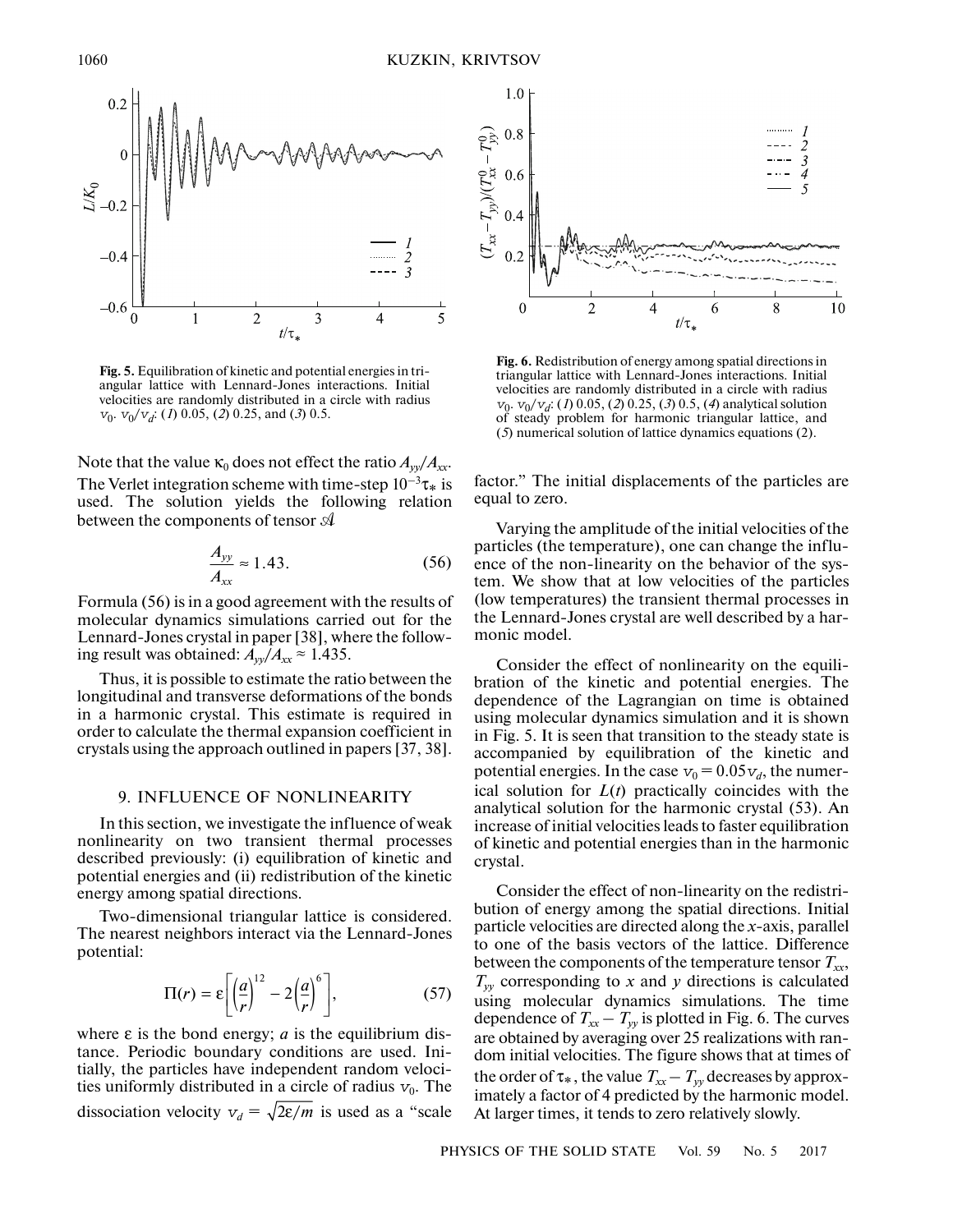Fig. 5. Equilibration of kinetic and potential energies in triangular lattice with Lennard-Jones interactions. Initial velocities are randomly distributed in a circle with radius $v_0$. $v_0/v_d$: (*1*) 0.05, (*2*) 0.25, and (*3*) 0.5.

Fig. 6. Redistribution of energy among spatial directions in triangular lattice with Lennard-Jones interactions. Initial velocities are randomly distributed in a circle with radius $v_0$. $v_0/v_d$: (*1*) 0.05, (*2*) 0.25, (*3*) 0.5, (*4*) analytical solution of steady problem for harmonic triangular lattice, and (*5*) numerical solution of lattice dynamics equations (2).

Note that the value $\kappa_0$ does not effect the ratio $A_{yy}/A_{xx}$. The Verlet integration scheme with time-step $10^{-3}\tau_*$ is used. The solution yields the following relation between the components of tensor $\mathcal{A}$

$$\frac{A_{yy}}{A_{xx}} \approx 1.43. \tag{56}$$

Formula (56) is in a good agreement with the results of molecular dynamics simulations carried out for the Lennard-Jones crystal in paper [38], where the following result was obtained: $A_{yy}/A_{xx} \approx 1.435$.

Thus, it is possible to estimate the ratio between the longitudinal and transverse deformations of the bonds in a harmonic crystal. This estimate is required in order to calculate the thermal expansion coefficient in crystals using the approach outlined in papers [37, 38].

## 9. INFLUENCE OF NONLINEARITY

In this section, we investigate the influence of weak nonlinearity on two transient thermal processes described previously: (i) equilibration of kinetic and potential energies and (ii) redistribution of the kinetic energy among spatial directions.

Two-dimensional triangular lattice is considered. The nearest neighbors interact via the Lennard-Jones potential:

$$\Pi(r) = \varepsilon\left[\left(\frac{a}{r}\right)^{12} - 2\left(\frac{a}{r}\right)^{6}\right], \tag{57}$$

where $\varepsilon$ is the bond energy; $a$ is the equilibrium distance. Periodic boundary conditions are used. Initially, the particles have independent random velocities uniformly distributed in a circle of radius $v_0$. The dissociation velocity $v_d = \sqrt{2\varepsilon/m}$ is used as a "scale factor." The initial displacements of the particles are equal to zero.

Varying the amplitude of the initial velocities of the particles (the temperature), one can change the influence of the non-linearity on the behavior of the system. We show that at low velocities of the particles (low temperatures) the transient thermal processes in the Lennard-Jones crystal are well described by a harmonic model.

Consider the effect of nonlinearity on the equilibration of the kinetic and potential energies. The dependence of the Lagrangian on time is obtained using molecular dynamics simulation and it is shown in Fig. 5. It is seen that transition to the steady state is accompanied by equilibration of the kinetic and potential energies. In the case $v_0 = 0.05v_d$, the numerical solution for $L(t)$ practically coincides with the analytical solution for the harmonic crystal (53). An increase of initial velocities leads to faster equilibration of kinetic and potential energies than in the harmonic crystal.

Consider the effect of non-linearity on the redistribution of energy among the spatial directions. Initial particle velocities are directed along the $x$-axis, parallel to one of the basis vectors of the lattice. Difference between the components of the temperature tensor $T_{xx}$, $T_{yy}$ corresponding to $x$ and $y$ directions is calculated using molecular dynamics simulations. The time dependence of $T_{xx} - T_{yy}$ is plotted in Fig. 6. The curves are obtained by averaging over 25 realizations with random initial velocities. The figure shows that at times of the order of $\tau_*$, the value $T_{xx} - T_{yy}$ decreases by approximately a factor of 4 predicted by the harmonic model. At larger times, it tends to zero relatively slowly.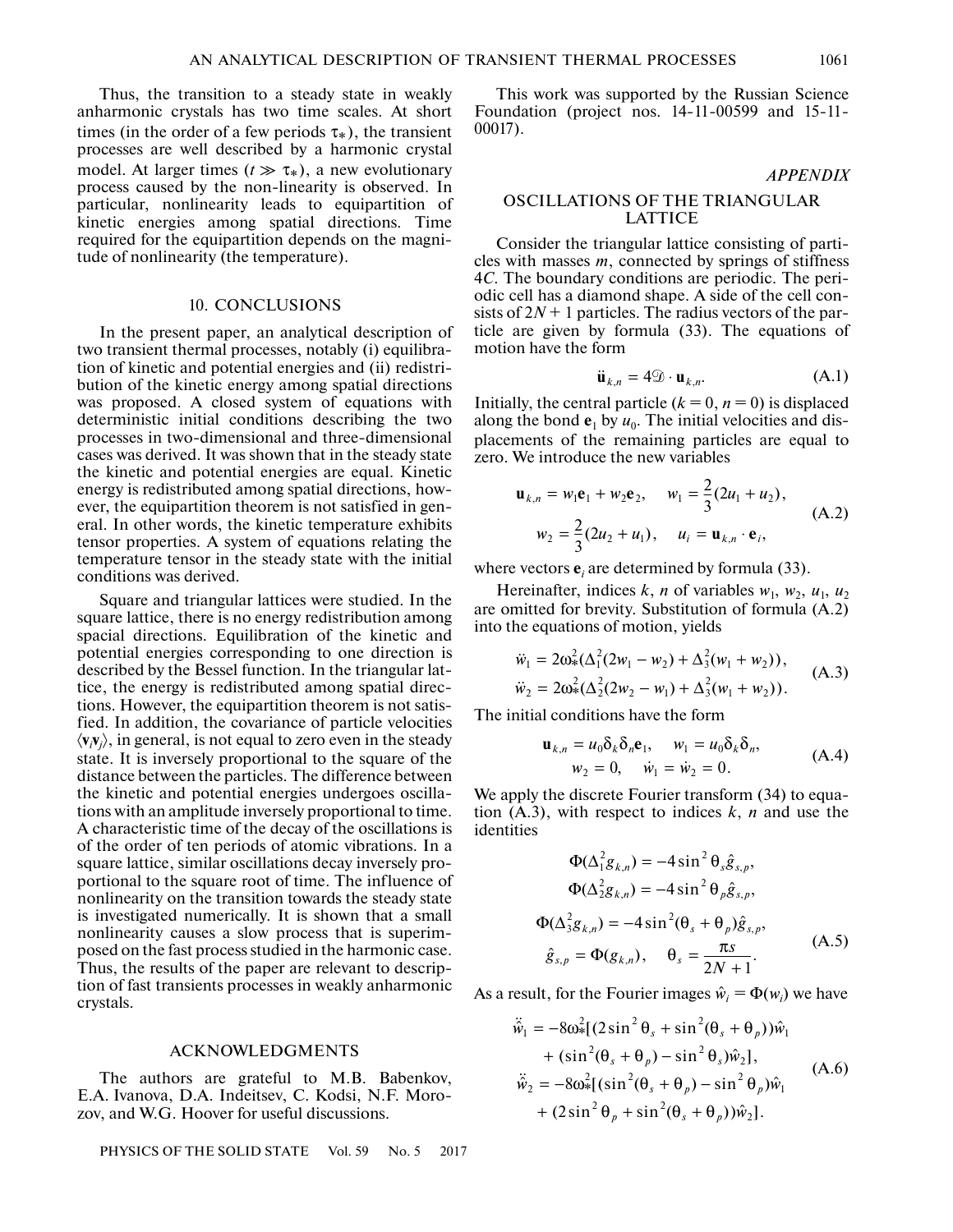Thus, the transition to a steady state in weakly anharmonic crystals has two time scales. At short times (in the order of a few periods $\tau_*$), the transient processes are well described by a harmonic crystal model. At larger times ($t \gg \tau_*$), a new evolutionary process caused by the non-linearity is observed. In particular, nonlinearity leads to equipartition of kinetic energies among spatial directions. Time required for the equipartition depends on the magnitude of nonlinearity (the temperature).

## 10. CONCLUSIONS

In the present paper, an analytical description of two transient thermal processes, notably (i) equilibration of kinetic and potential energies and (ii) redistribution of the kinetic energy among spatial directions was proposed. A closed system of equations with deterministic initial conditions describing the two processes in two-dimensional and three-dimensional cases was derived. It was shown that in the steady state the kinetic and potential energies are equal. Kinetic energy is redistributed among spatial directions, however, the equipartition theorem is not satisfied in general. In other words, the kinetic temperature exhibits tensor properties. A system of equations relating the temperature tensor in the steady state with the initial conditions was derived.

Square and triangular lattices were studied. In the square lattice, there is no energy redistribution among spacial directions. Equilibration of the kinetic and potential energies corresponding to one direction is described by the Bessel function. In the triangular lattice, the energy is redistributed among spatial directions. However, the equipartition theorem is not satisfied. In addition, the covariance of particle velocities $\langle \mathbf{v}_i \mathbf{v}_j \rangle$, in general, is not equal to zero even in the steady state. It is inversely proportional to the square of the distance between the particles. The difference between the kinetic and potential energies undergoes oscillations with an amplitude inversely proportional to time. A characteristic time of the decay of the oscillations is of the order of ten periods of atomic vibrations. In a square lattice, similar oscillations decay inversely proportional to the square root of time. The influence of nonlinearity on the transition towards the steady state is investigated numerically. It is shown that a small nonlinearity causes a slow process that is superimposed on the fast process studied in the harmonic case. Thus, the results of the paper are relevant to description of fast transients processes in weakly anharmonic crystals.

## ACKNOWLEDGMENTS

The authors are grateful to M.B. Babenkov, E.A. Ivanova, D.A. Indeitsev, C. Kodsi, N.F. Morozov, and W.G. Hoover for useful discussions.

This work was supported by the Russian Science Foundation (project nos. 14-11-00599 and 15-11-00017).

## *APPENDIX*

## OSCILLATIONS OF THE TRIANGULAR LATTICE

Consider the triangular lattice consisting of particles with masses $m$, connected by springs of stiffness $4C$. The boundary conditions are periodic. The periodic cell has a diamond shape. A side of the cell consists of $2N + 1$ particles. The radius vectors of the particle are given by formula (33). The equations of motion have the form

$$\ddot{\mathbf{u}}_{k,n} = 4\mathcal{D} \cdot \mathbf{u}_{k,n}. \tag{A.1}$$

Initially, the central particle ($k = 0$, $n = 0$) is displaced along the bond $\mathbf{e}_1$ by $u_0$. The initial velocities and displacements of the remaining particles are equal to zero. We introduce the new variables

$$\mathbf{u}_{k,n} = w_1\mathbf{e}_1 + w_2\mathbf{e}_2, \quad w_1 = \frac{2}{3}(2u_1 + u_2),$$
$$w_2 = \frac{2}{3}(2u_2 + u_1), \quad u_i = \mathbf{u}_{k,n} \cdot \mathbf{e}_i, \tag{A.2}$$

where vectors $\mathbf{e}_i$ are determined by formula (33).

Hereinafter, indices $k$, $n$ of variables $w_1$, $w_2$, $u_1$, $u_2$ are omitted for brevity. Substitution of formula (A.2) into the equations of motion, yields

$$\ddot{w}_1 = 2\omega_*^2(\Delta_1^2(2w_1 - w_2) + \Delta_3^2(w_1 + w_2)),$$
$$\ddot{w}_2 = 2\omega_*^2(\Delta_2^2(2w_2 - w_1) + \Delta_3^2(w_1 + w_2)). \tag{A.3}$$

The initial conditions have the form

$$\mathbf{u}_{k,n} = u_0\delta_k\delta_n\mathbf{e}_1, \quad w_1 = u_0\delta_k\delta_n,$$
$$w_2 = 0, \quad \dot{w}_1 = \dot{w}_2 = 0. \tag{A.4}$$

We apply the discrete Fourier transform (34) to equation (A.3), with respect to indices $k$, $n$ and use the identities

$$\Phi(\Delta_1^2 g_{k,n}) = -4\sin^2\theta_s \hat{g}_{s,p},$$
$$\Phi(\Delta_2^2 g_{k,n}) = -4\sin^2\theta_p \hat{g}_{s,p},$$
$$\Phi(\Delta_3^2 g_{k,n}) = -4\sin^2(\theta_s + \theta_p)\hat{g}_{s,p},$$
$$\hat{g}_{s,p} = \Phi(g_{k,n}), \quad \theta_s = \frac{\pi s}{2N+1}. \tag{A.5}$$

As a result, for the Fourier images $\hat{w}_i = \Phi(w_i)$ we have

$$\ddot{\hat{w}}_1 = -8\omega_*^2[(2\sin^2\theta_s + \sin^2(\theta_s + \theta_p))\hat{w}_1$$
$$+ (\sin^2(\theta_s + \theta_p) - \sin^2\theta_s)\hat{w}_2],$$
$$\ddot{\hat{w}}_2 = -8\omega_*^2[(\sin^2(\theta_s + \theta_p) - \sin^2\theta_p)\hat{w}_1$$
$$+ (2\sin^2\theta_p + \sin^2(\theta_s + \theta_p))\hat{w}_2]. \tag{A.6}$$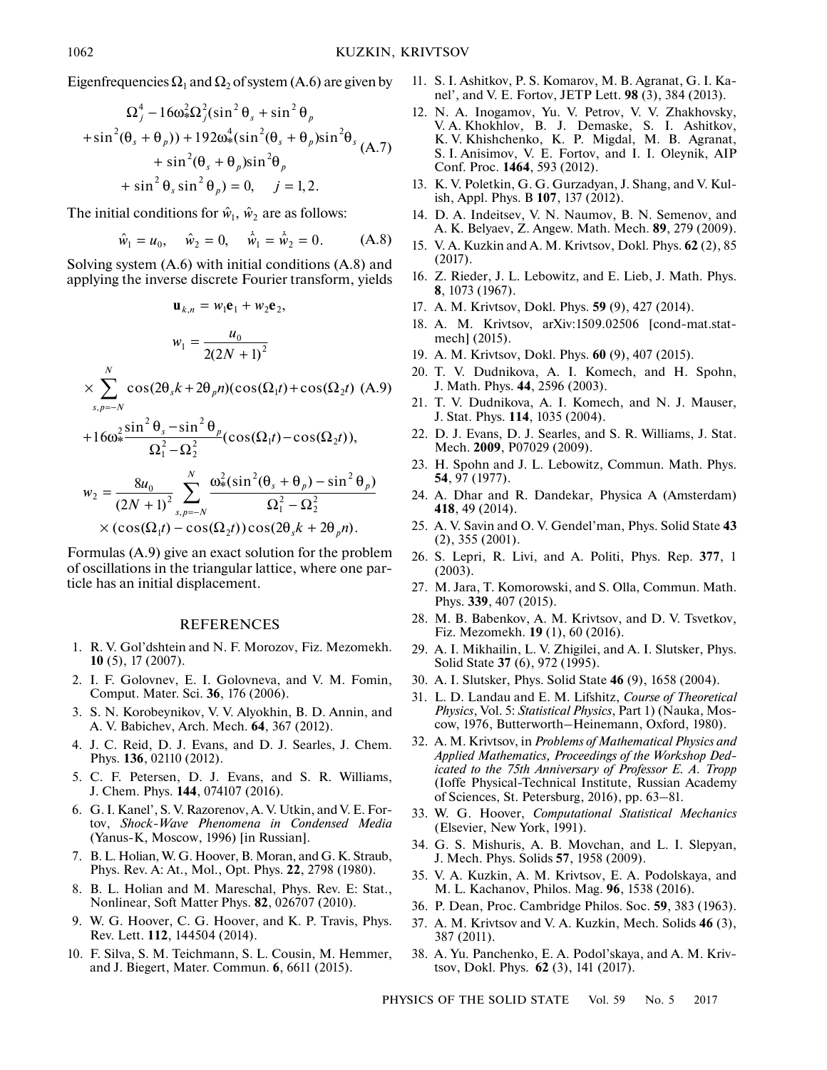Eigenfrequencies $\Omega_1$ and $\Omega_2$ of system (A.6) are given by

$$\begin{aligned}
&\Omega_j^4 - 16\omega_*^2\Omega_j^2(\sin^2\theta_s + \sin^2\theta_p \\
&+ \sin^2(\theta_s+\theta_p)) + 192\omega_*^4(\sin^2(\theta_s+\theta_p)\sin^2\theta_s \\
&+ \sin^2(\theta_s+\theta_p)\sin^2\theta_p \\
&+ \sin^2\theta_s\sin^2\theta_p) = 0, \quad j = 1, 2.
\end{aligned} \tag{A.7}$$

The initial conditions for $\hat{w}_1$, $\hat{w}_2$ are as follows:

$$\hat{w}_1 = u_0, \quad \hat{w}_2 = 0, \quad \dot{\hat{w}}_1 = \dot{\hat{w}}_2 = 0. \tag{A.8}$$

Solving system (A.6) with initial conditions (A.8) and applying the inverse discrete Fourier transform, yields

$$\begin{aligned}
&\mathbf{u}_{k,n} = w_1\mathbf{e}_1 + w_2\mathbf{e}_2, \\
&w_1 = \frac{u_0}{2(2N+1)^2} \\
&\times \sum_{s,p=-N}^{N} \cos(2\theta_s k + 2\theta_p n)(\cos(\Omega_1 t) + \cos(\Omega_2 t)) \\
&+ 16\omega_*^2\frac{\sin^2\theta_s - \sin^2\theta_p}{\Omega_1^2 - \Omega_2^2}(\cos(\Omega_1 t) - \cos(\Omega_2 t)), \\
&w_2 = \frac{8u_0}{(2N+1)^2}\sum_{s,p=-N}^{N}\frac{\omega_*^2(\sin^2(\theta_s+\theta_p) - \sin^2\theta_p)}{\Omega_1^2 - \Omega_2^2} \\
&\times (\cos(\Omega_1 t) - \cos(\Omega_2 t))\cos(2\theta_s k + 2\theta_p n).
\end{aligned} \tag{A.9}$$

Formulas (A.9) give an exact solution for the problem of oscillations in the triangular lattice, where one particle has an initial displacement.

## REFERENCES

1. R. V. Gol'dshtein and N. F. Morozov, Fiz. Mezomekh. **10** (5), 17 (2007).
2. I. F. Golovnev, E. I. Golovneva, and V. M. Fomin, Comput. Mater. Sci. **36**, 176 (2006).
3. S. N. Korobeynikov, V. V. Alyokhin, B. D. Annin, and A. V. Babichev, Arch. Mech. **64**, 367 (2012).
4. J. C. Reid, D. J. Evans, and D. J. Searles, J. Chem. Phys. **136**, 02110 (2012).
5. C. F. Petersen, D. J. Evans, and S. R. Williams, J. Chem. Phys. **144**, 074107 (2016).
6. G. I. Kanel', S. V. Razorenov, A. V. Utkin, and V. E. Fortov, *Shock-Wave Phenomena in Condensed Media* (Yanus-K, Moscow, 1996) [in Russian].
7. B. L. Holian, W. G. Hoover, B. Moran, and G. K. Straub, Phys. Rev. A: At., Mol., Opt. Phys. **22**, 2798 (1980).
8. B. L. Holian and M. Mareschal, Phys. Rev. E: Stat., Nonlinear, Soft Matter Phys. **82**, 026707 (2010).
9. W. G. Hoover, C. G. Hoover, and K. P. Travis, Phys. Rev. Lett. **112**, 144504 (2014).
10. F. Silva, S. M. Teichmann, S. L. Cousin, M. Hemmer, and J. Biegert, Mater. Commun. **6**, 6611 (2015).
11. S. I. Ashitkov, P. S. Komarov, M. B. Agranat, G. I. Kanel', and V. E. Fortov, JETP Lett. **98** (3), 384 (2013).
12. N. A. Inogamov, Yu. V. Petrov, V. V. Zhakhovsky, V. A. Khokhlov, B. J. Demaske, S. I. Ashitkov, K. V. Khishchenko, K. P. Migdal, M. B. Agranat, S. I. Anisimov, V. E. Fortov, and I. I. Oleynik, AIP Conf. Proc. **1464**, 593 (2012).
13. K. V. Poletkin, G. G. Gurzadyan, J. Shang, and V. Kulish, Appl. Phys. B **107**, 137 (2012).
14. D. A. Indeitsev, V. N. Naumov, B. N. Semenov, and A. K. Belyaev, Z. Angew. Math. Mech. **89**, 279 (2009).
15. V. A. Kuzkin and A. M. Krivtsov, Dokl. Phys. **62** (2), 85 (2017).
16. Z. Rieder, J. L. Lebowitz, and E. Lieb, J. Math. Phys. **8**, 1073 (1967).
17. A. M. Krivtsov, Dokl. Phys. **59** (9), 427 (2014).
18. A. M. Krivtsov, arXiv:1509.02506 [cond-mat.stat-mech] (2015).
19. A. M. Krivtsov, Dokl. Phys. **60** (9), 407 (2015).
20. T. V. Dudnikova, A. I. Komech, and H. Spohn, J. Math. Phys. **44**, 2596 (2003).
21. T. V. Dudnikova, A. I. Komech, and N. J. Mauser, J. Stat. Phys. **114**, 1035 (2004).
22. D. J. Evans, D. J. Searles, and S. R. Williams, J. Stat. Mech. **2009**, P07029 (2009).
23. H. Spohn and J. L. Lebowitz, Commun. Math. Phys. **54**, 97 (1977).
24. A. Dhar and R. Dandekar, Physica A (Amsterdam) **418**, 49 (2014).
25. A. V. Savin and O. V. Gendel'man, Phys. Solid State **43** (2), 355 (2001).
26. S. Lepri, R. Livi, and A. Politi, Phys. Rep. **377**, 1 (2003).
27. M. Jara, T. Komorowski, and S. Olla, Commun. Math. Phys. **339**, 407 (2015).
28. M. B. Babenkov, A. M. Krivtsov, and D. V. Tsvetkov, Fiz. Mezomekh. **19** (1), 60 (2016).
29. A. I. Mikhailin, L. V. Zhigilei, and A. I. Slutsker, Phys. Solid State **37** (6), 972 (1995).
30. A. I. Slutsker, Phys. Solid State **46** (9), 1658 (2004).
31. L. D. Landau and E. M. Lifshitz, *Course of Theoretical Physics*, Vol. 5: *Statistical Physics*, Part 1) (Nauka, Moscow, 1976, Butterworth–Heinemann, Oxford, 1980).
32. A. M. Krivtsov, in *Problems of Mathematical Physics and Applied Mathematics, Proceedings of the Workshop Dedicated to the 75th Anniversary of Professor E. A. Tropp* (Ioffe Physical-Technical Institute, Russian Academy of Sciences, St. Petersburg, 2016), pp. 63–81.
33. W. G. Hoover, *Computational Statistical Mechanics* (Elsevier, New York, 1991).
34. G. S. Mishuris, A. B. Movchan, and L. I. Slepyan, J. Mech. Phys. Solids **57**, 1958 (2009).
35. V. A. Kuzkin, A. M. Krivtsov, E. A. Podolskaya, and M. L. Kachanov, Philos. Mag. **96**, 1538 (2016).
36. P. Dean, Proc. Cambridge Philos. Soc. **59**, 383 (1963).
37. A. M. Krivtsov and V. A. Kuzkin, Mech. Solids **46** (3), 387 (2011).
38. A. Yu. Panchenko, E. A. Podol'skaya, and A. M. Krivtsov, Dokl. Phys. **62** (3), 141 (2017).